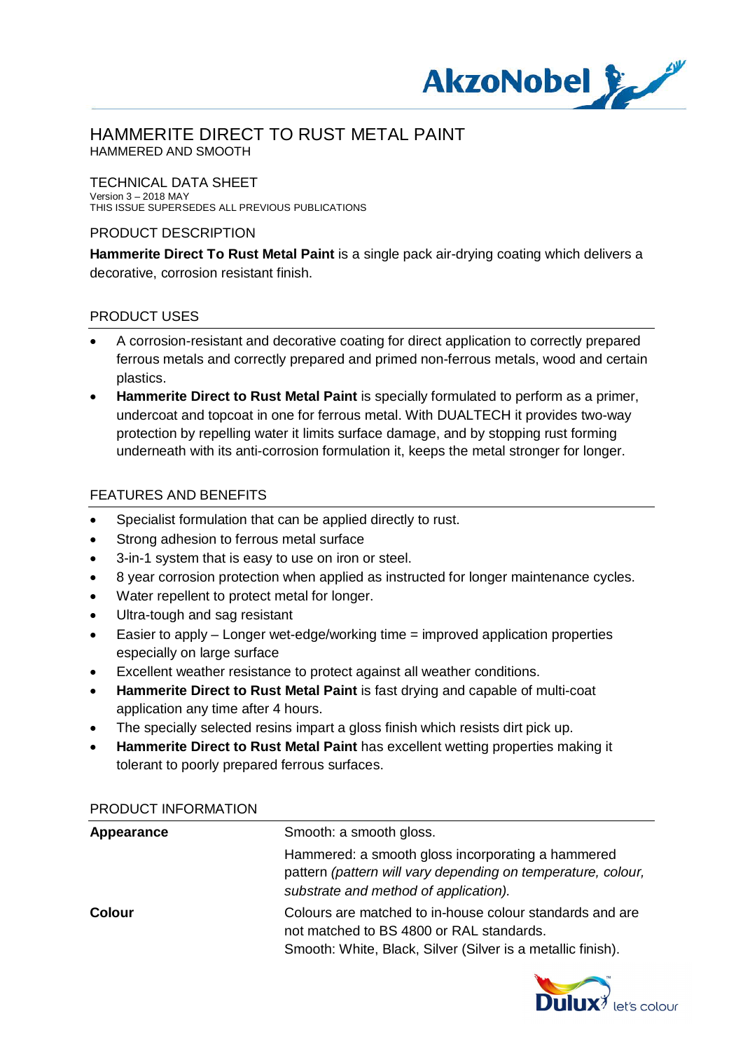# HAMMERITE DIRECT TO RUST METAL PAINT

HAMMERED AND SMOOTH

## TECHNICAL DATA SHEET

Version 3 – 2018 MAY
THIS ISSUE SUPERSEDES ALL PREVIOUS PUBLICATIONS

## PRODUCT DESCRIPTION

**Hammerite Direct To Rust Metal Paint** is a single pack air-drying coating which delivers a decorative, corrosion resistant finish.

## PRODUCT USES

- A corrosion-resistant and decorative coating for direct application to correctly prepared ferrous metals and correctly prepared and primed non-ferrous metals, wood and certain plastics.
- **Hammerite Direct to Rust Metal Paint** is specially formulated to perform as a primer, undercoat and topcoat in one for ferrous metal. With DUALTECH it provides two-way protection by repelling water it limits surface damage, and by stopping rust forming underneath with its anti-corrosion formulation it, keeps the metal stronger for longer.

## FEATURES AND BENEFITS

- Specialist formulation that can be applied directly to rust.
- Strong adhesion to ferrous metal surface
- 3-in-1 system that is easy to use on iron or steel.
- 8 year corrosion protection when applied as instructed for longer maintenance cycles.
- Water repellent to protect metal for longer.
- Ultra-tough and sag resistant
- Easier to apply – Longer wet-edge/working time = improved application properties especially on large surface
- Excellent weather resistance to protect against all weather conditions.
- **Hammerite Direct to Rust Metal Paint** is fast drying and capable of multi-coat application any time after 4 hours.
- The specially selected resins impart a gloss finish which resists dirt pick up.
- **Hammerite Direct to Rust Metal Paint** has excellent wetting properties making it tolerant to poorly prepared ferrous surfaces.

## PRODUCT INFORMATION

| | |
|---|---|
| **Appearance** | Smooth: a smooth gloss.<br>Hammered: a smooth gloss incorporating a hammered pattern *(pattern will vary depending on temperature, colour, substrate and method of application).* |
| **Colour** | Colours are matched to in-house colour standards and are not matched to BS 4800 or RAL standards.<br>Smooth: White, Black, Silver (Silver is a metallic finish). |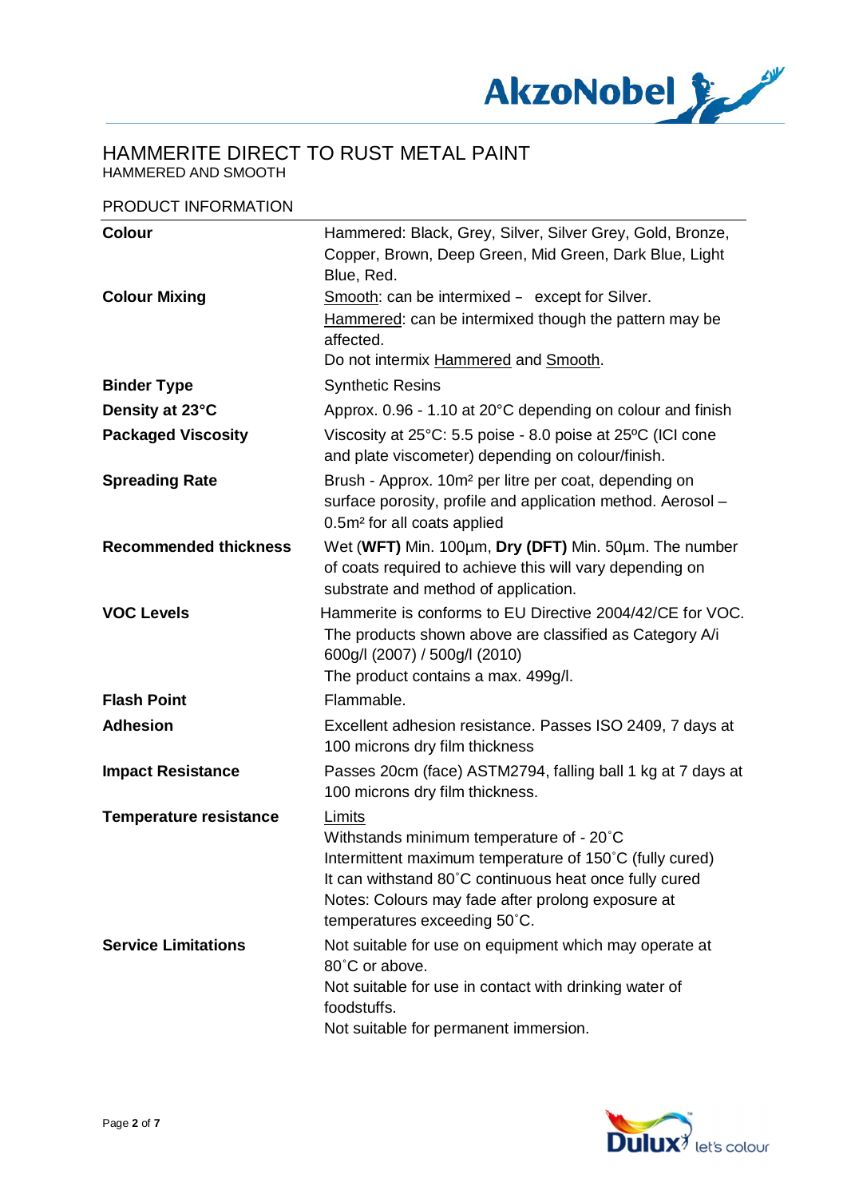# HAMMERITE DIRECT TO RUST METAL PAINT

HAMMERED AND SMOOTH

## PRODUCT INFORMATION

| | |
|---|---|
| **Colour** | Hammered: Black, Grey, Silver, Silver Grey, Gold, Bronze, Copper, Brown, Deep Green, Mid Green, Dark Blue, Light Blue, Red. |
| **Colour Mixing** | Smooth: can be intermixed – except for Silver.<br>Hammered: can be intermixed though the pattern may be affected.<br>Do not intermix Hammered and Smooth. |
| **Binder Type** | Synthetic Resins |
| **Density at 23°C** | Approx. 0.96 - 1.10 at 20°C depending on colour and finish |
| **Packaged Viscosity** | Viscosity at 25°C: 5.5 poise - 8.0 poise at 25ºC (ICI cone and plate viscometer) depending on colour/finish. |
| **Spreading Rate** | Brush - Approx. 10m² per litre per coat, depending on surface porosity, profile and application method. Aerosol – 0.5m² for all coats applied |
| **Recommended thickness** | Wet (**WFT)** Min. 100µm, **Dry (DFT)** Min. 50µm. The number of coats required to achieve this will vary depending on substrate and method of application. |
| **VOC Levels** | Hammerite is conforms to EU Directive 2004/42/CE for VOC.<br>The products shown above are classified as Category A/i 600g/l (2007) / 500g/l (2010)<br>The product contains a max. 499g/l. |
| **Flash Point** | Flammable. |
| **Adhesion** | Excellent adhesion resistance. Passes ISO 2409, 7 days at 100 microns dry film thickness |
| **Impact Resistance** | Passes 20cm (face) ASTM2794, falling ball 1 kg at 7 days at 100 microns dry film thickness. |
| **Temperature resistance** | Limits<br>Withstands minimum temperature of - 20˚C<br>Intermittent maximum temperature of 150˚C (fully cured)<br>It can withstand 80˚C continuous heat once fully cured<br>Notes: Colours may fade after prolong exposure at temperatures exceeding 50˚C. |
| **Service Limitations** | Not suitable for use on equipment which may operate at 80˚C or above.<br>Not suitable for use in contact with drinking water of foodstuffs.<br>Not suitable for permanent immersion. |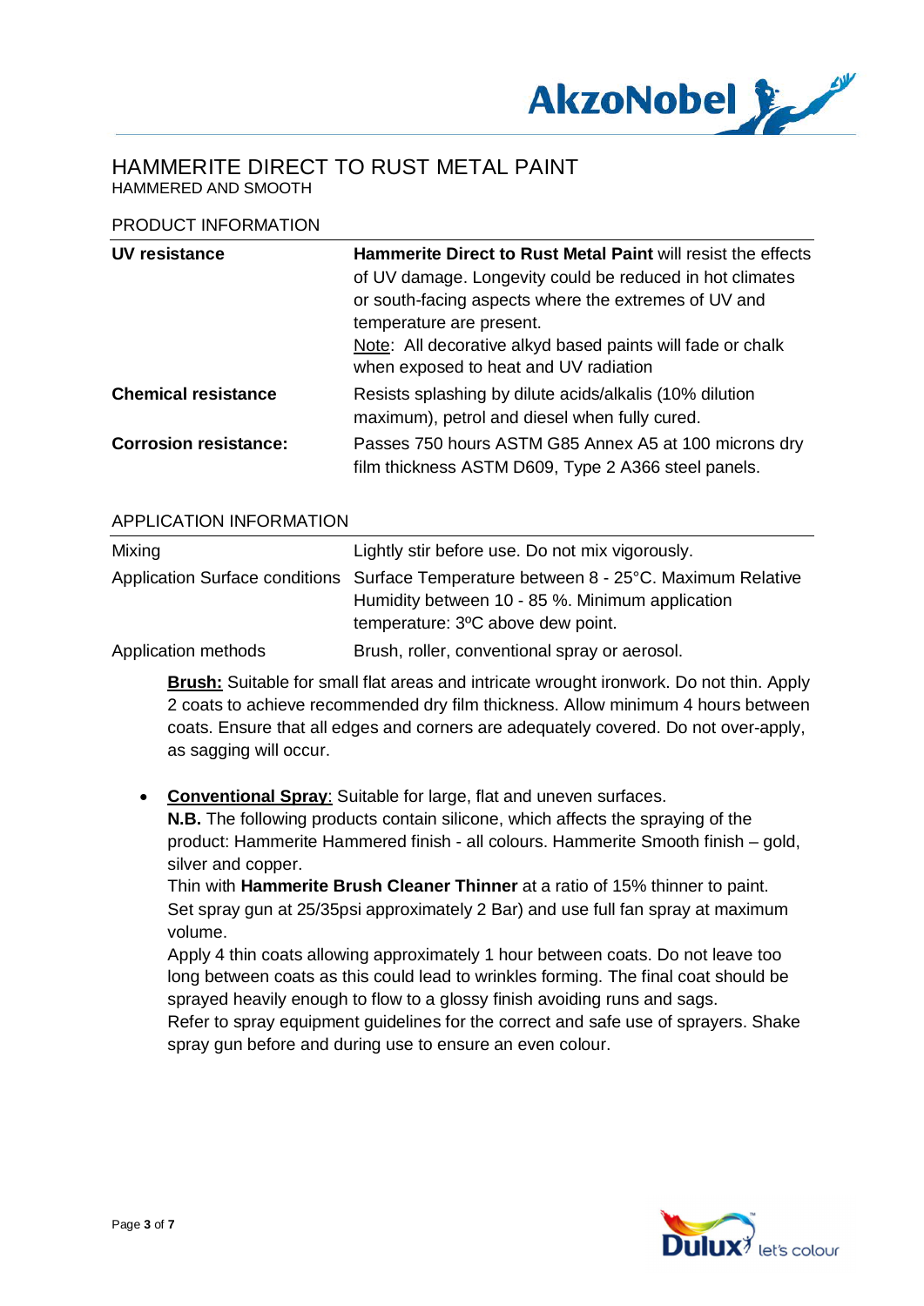# HAMMERITE DIRECT TO RUST METAL PAINT

HAMMERED AND SMOOTH

## PRODUCT INFORMATION

| | |
|---|---|
| **UV resistance** | **Hammerite Direct to Rust Metal Paint** will resist the effects of UV damage. Longevity could be reduced in hot climates or south-facing aspects where the extremes of UV and temperature are present.<br>Note: All decorative alkyd based paints will fade or chalk when exposed to heat and UV radiation |
| **Chemical resistance** | Resists splashing by dilute acids/alkalis (10% dilution maximum), petrol and diesel when fully cured. |
| **Corrosion resistance:** | Passes 750 hours ASTM G85 Annex A5 at 100 microns dry film thickness ASTM D609, Type 2 A366 steel panels. |

## APPLICATION INFORMATION

| | |
|---|---|
| Mixing | Lightly stir before use. Do not mix vigorously. |
| Application Surface conditions | Surface Temperature between 8 - 25°C. Maximum Relative Humidity between 10 - 85 %. Minimum application temperature: 3ºC above dew point. |
| Application methods | Brush, roller, conventional spray or aerosol. |

**Brush:** Suitable for small flat areas and intricate wrought ironwork. Do not thin. Apply 2 coats to achieve recommended dry film thickness. Allow minimum 4 hours between coats. Ensure that all edges and corners are adequately covered. Do not over-apply, as sagging will occur.

- **Conventional Spray**: Suitable for large, flat and uneven surfaces.
  **N.B.** The following products contain silicone, which affects the spraying of the product: Hammerite Hammered finish - all colours. Hammerite Smooth finish – gold, silver and copper.
  Thin with **Hammerite Brush Cleaner Thinner** at a ratio of 15% thinner to paint.
  Set spray gun at 25/35psi approximately 2 Bar) and use full fan spray at maximum volume.
  Apply 4 thin coats allowing approximately 1 hour between coats. Do not leave too long between coats as this could lead to wrinkles forming. The final coat should be sprayed heavily enough to flow to a glossy finish avoiding runs and sags.
  Refer to spray equipment guidelines for the correct and safe use of sprayers. Shake spray gun before and during use to ensure an even colour.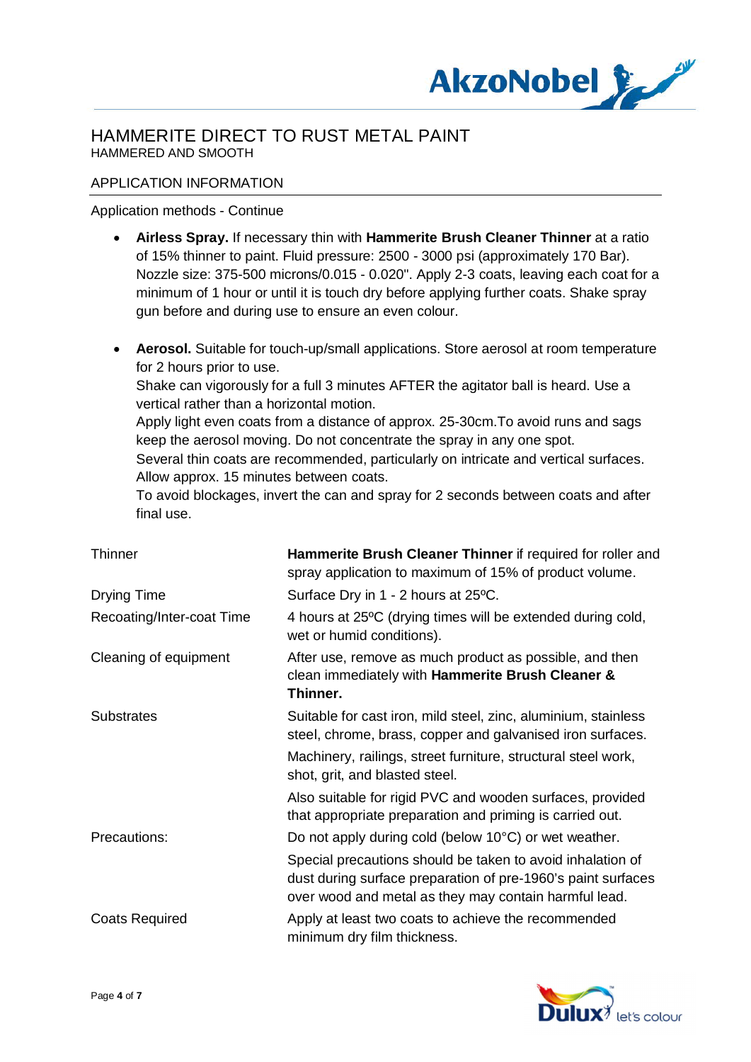# HAMMERITE DIRECT TO RUST METAL PAINT

HAMMERED AND SMOOTH

## APPLICATION INFORMATION

Application methods - Continue

- **Airless Spray.** If necessary thin with **Hammerite Brush Cleaner Thinner** at a ratio of 15% thinner to paint. Fluid pressure: 2500 - 3000 psi (approximately 170 Bar). Nozzle size: 375-500 microns/0.015 - 0.020". Apply 2-3 coats, leaving each coat for a minimum of 1 hour or until it is touch dry before applying further coats. Shake spray gun before and during use to ensure an even colour.

- **Aerosol.** Suitable for touch-up/small applications. Store aerosol at room temperature for 2 hours prior to use.
  Shake can vigorously for a full 3 minutes AFTER the agitator ball is heard. Use a vertical rather than a horizontal motion.
  Apply light even coats from a distance of approx. 25-30cm.To avoid runs and sags keep the aerosol moving. Do not concentrate the spray in any one spot.
  Several thin coats are recommended, particularly on intricate and vertical surfaces. Allow approx. 15 minutes between coats.
  To avoid blockages, invert the can and spray for 2 seconds between coats and after final use.

| | |
|---|---|
| Thinner | **Hammerite Brush Cleaner Thinner** if required for roller and spray application to maximum of 15% of product volume. |
| Drying Time | Surface Dry in 1 - 2 hours at 25ºC. |
| Recoating/Inter-coat Time | 4 hours at 25ºC (drying times will be extended during cold, wet or humid conditions). |
| Cleaning of equipment | After use, remove as much product as possible, and then clean immediately with **Hammerite Brush Cleaner & Thinner.** |
| Substrates | Suitable for cast iron, mild steel, zinc, aluminium, stainless steel, chrome, brass, copper and galvanised iron surfaces. Machinery, railings, street furniture, structural steel work, shot, grit, and blasted steel. Also suitable for rigid PVC and wooden surfaces, provided that appropriate preparation and priming is carried out. |
| Precautions: | Do not apply during cold (below 10°C) or wet weather. Special precautions should be taken to avoid inhalation of dust during surface preparation of pre-1960's paint surfaces over wood and metal as they may contain harmful lead. |
| Coats Required | Apply at least two coats to achieve the recommended minimum dry film thickness. |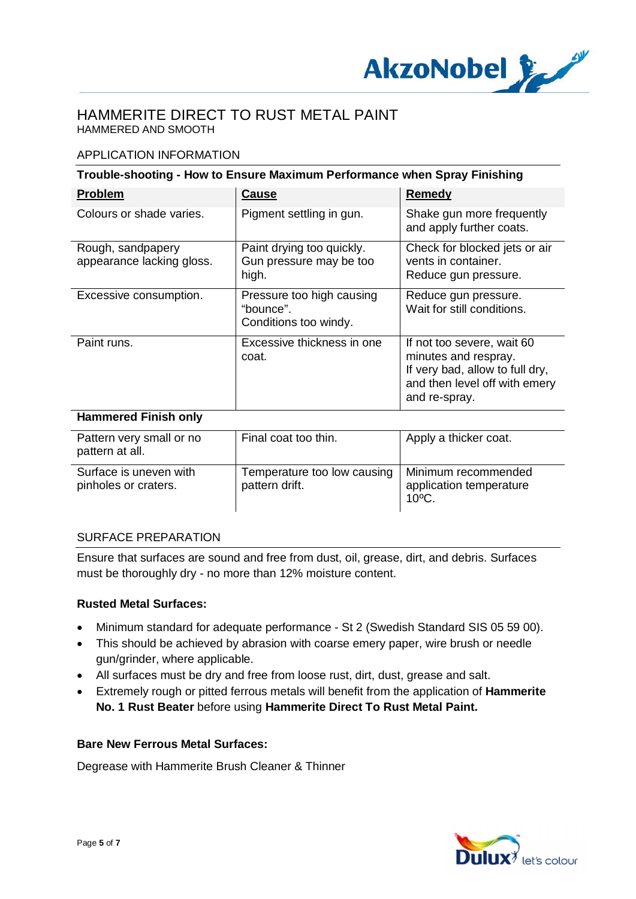# HAMMERITE DIRECT TO RUST METAL PAINT

HAMMERED AND SMOOTH

## APPLICATION INFORMATION

**Trouble-shooting - How to Ensure Maximum Performance when Spray Finishing**

| **Problem** | **Cause** | **Remedy** |
|---|---|---|
| Colours or shade varies. | Pigment settling in gun. | Shake gun more frequently and apply further coats. |
| Rough, sandpapery appearance lacking gloss. | Paint drying too quickly. Gun pressure may be too high. | Check for blocked jets or air vents in container. Reduce gun pressure. |
| Excessive consumption. | Pressure too high causing "bounce". Conditions too windy. | Reduce gun pressure. Wait for still conditions. |
| Paint runs. | Excessive thickness in one coat. | If not too severe, wait 60 minutes and respray. If very bad, allow to full dry, and then level off with emery and re-spray. |
| **Hammered Finish only** | | |
| Pattern very small or no pattern at all. | Final coat too thin. | Apply a thicker coat. |
| Surface is uneven with pinholes or craters. | Temperature too low causing pattern drift. | Minimum recommended application temperature 10ºC. |

## SURFACE PREPARATION

Ensure that surfaces are sound and free from dust, oil, grease, dirt, and debris. Surfaces must be thoroughly dry - no more than 12% moisture content.

**Rusted Metal Surfaces:**

- Minimum standard for adequate performance - St 2 (Swedish Standard SIS 05 59 00).
- This should be achieved by abrasion with coarse emery paper, wire brush or needle gun/grinder, where applicable.
- All surfaces must be dry and free from loose rust, dirt, dust, grease and salt.
- Extremely rough or pitted ferrous metals will benefit from the application of **Hammerite No. 1 Rust Beater** before using **Hammerite Direct To Rust Metal Paint.**

**Bare New Ferrous Metal Surfaces:**

Degrease with Hammerite Brush Cleaner & Thinner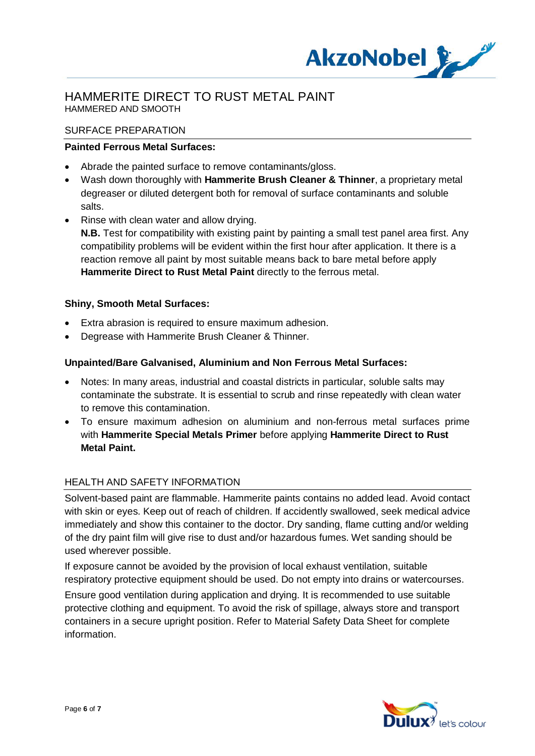# HAMMERITE DIRECT TO RUST METAL PAINT

HAMMERED AND SMOOTH

## SURFACE PREPARATION

**Painted Ferrous Metal Surfaces:**

- Abrade the painted surface to remove contaminants/gloss.
- Wash down thoroughly with **Hammerite Brush Cleaner & Thinner**, a proprietary metal degreaser or diluted detergent both for removal of surface contaminants and soluble salts.
- Rinse with clean water and allow drying.
  **N.B.** Test for compatibility with existing paint by painting a small test panel area first. Any compatibility problems will be evident within the first hour after application. It there is a reaction remove all paint by most suitable means back to bare metal before apply **Hammerite Direct to Rust Metal Paint** directly to the ferrous metal.

**Shiny, Smooth Metal Surfaces:**

- Extra abrasion is required to ensure maximum adhesion.
- Degrease with Hammerite Brush Cleaner & Thinner.

**Unpainted/Bare Galvanised, Aluminium and Non Ferrous Metal Surfaces:**

- Notes: In many areas, industrial and coastal districts in particular, soluble salts may contaminate the substrate. It is essential to scrub and rinse repeatedly with clean water to remove this contamination.
- To ensure maximum adhesion on aluminium and non-ferrous metal surfaces prime with **Hammerite Special Metals Primer** before applying **Hammerite Direct to Rust Metal Paint.**

## HEALTH AND SAFETY INFORMATION

Solvent-based paint are flammable. Hammerite paints contains no added lead. Avoid contact with skin or eyes. Keep out of reach of children. If accidently swallowed, seek medical advice immediately and show this container to the doctor. Dry sanding, flame cutting and/or welding of the dry paint film will give rise to dust and/or hazardous fumes. Wet sanding should be used wherever possible.

If exposure cannot be avoided by the provision of local exhaust ventilation, suitable respiratory protective equipment should be used. Do not empty into drains or watercourses.

Ensure good ventilation during application and drying. It is recommended to use suitable protective clothing and equipment. To avoid the risk of spillage, always store and transport containers in a secure upright position. Refer to Material Safety Data Sheet for complete information.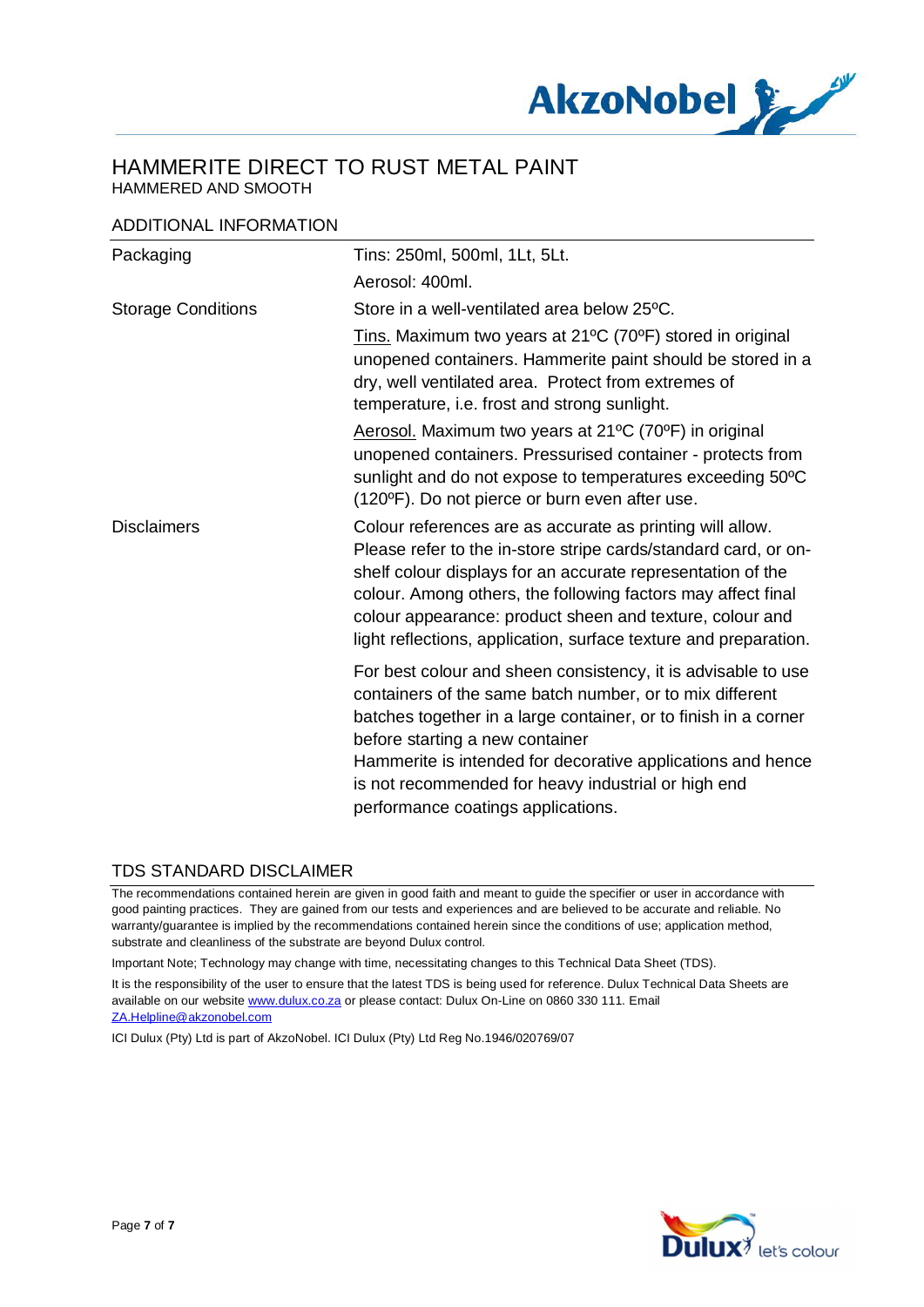# HAMMERITE DIRECT TO RUST METAL PAINT

HAMMERED AND SMOOTH

## ADDITIONAL INFORMATION

| | |
|---|---|
| Packaging | Tins: 250ml, 500ml, 1Lt, 5Lt.<br>Aerosol: 400ml. |
| Storage Conditions | Store in a well-ventilated area below 25ºC.<br>Tins. Maximum two years at 21ºC (70ºF) stored in original unopened containers. Hammerite paint should be stored in a dry, well ventilated area. Protect from extremes of temperature, i.e. frost and strong sunlight.<br>Aerosol. Maximum two years at 21ºC (70ºF) in original unopened containers. Pressurised container - protects from sunlight and do not expose to temperatures exceeding 50ºC (120ºF). Do not pierce or burn even after use. |
| Disclaimers | Colour references are as accurate as printing will allow. Please refer to the in-store stripe cards/standard card, or on-shelf colour displays for an accurate representation of the colour. Among others, the following factors may affect final colour appearance: product sheen and texture, colour and light reflections, application, surface texture and preparation.<br>For best colour and sheen consistency, it is advisable to use containers of the same batch number, or to mix different batches together in a large container, or to finish in a corner before starting a new container<br>Hammerite is intended for decorative applications and hence is not recommended for heavy industrial or high end performance coatings applications. |

## TDS STANDARD DISCLAIMER

The recommendations contained herein are given in good faith and meant to guide the specifier or user in accordance with good painting practices. They are gained from our tests and experiences and are believed to be accurate and reliable. No warranty/guarantee is implied by the recommendations contained herein since the conditions of use; application method, substrate and cleanliness of the substrate are beyond Dulux control.

Important Note; Technology may change with time, necessitating changes to this Technical Data Sheet (TDS).

It is the responsibility of the user to ensure that the latest TDS is being used for reference. Dulux Technical Data Sheets are available on our website www.dulux.co.za or please contact: Dulux On-Line on 0860 330 111. Email ZA.Helpline@akzonobel.com

ICI Dulux (Pty) Ltd is part of AkzoNobel. ICI Dulux (Pty) Ltd Reg No.1946/020769/07